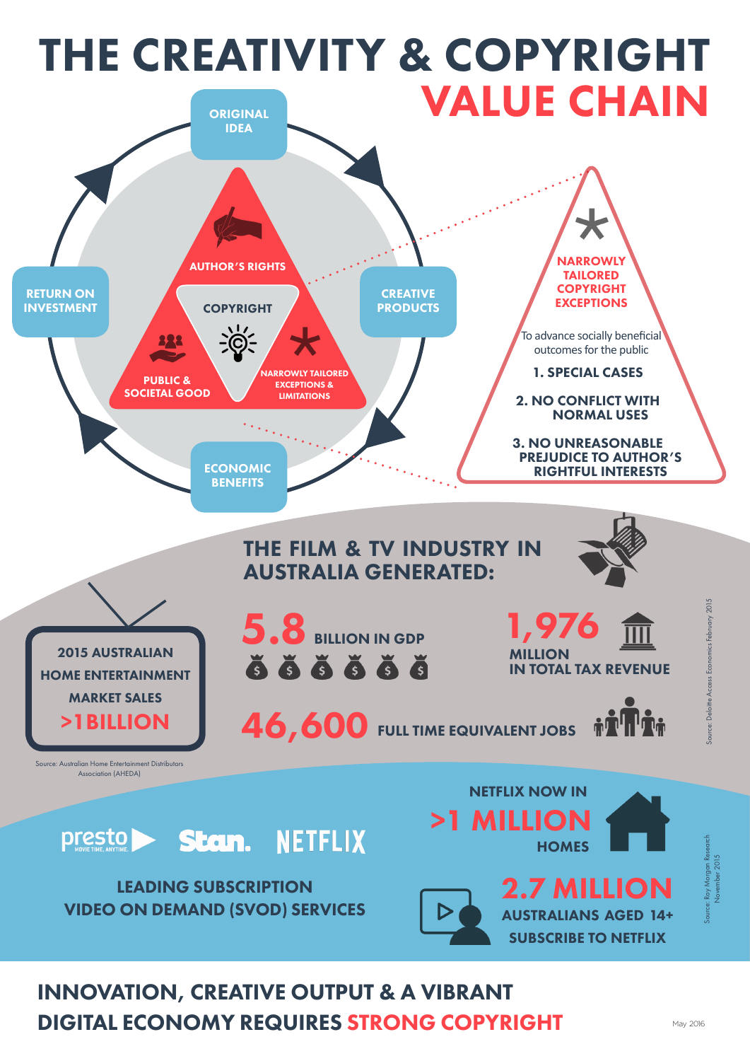# THE CREATIVITY & COPYRIGHT VALUE CHAIN

ORIGINAL IDEA

CREATIVE PRODUCTS

ECONOMIC BENEFITS

RETURN ON INVESTMENT

AUTHOR'S RIGHTS

COPYRIGHT

PUBLIC & SOCIETAL GOOD

NARROWLY TAILORED EXCEPTIONS & LIMITATIONS

\*

**NARROWLY TAILORED COPYRIGHT EXCEPTIONS**

To advance socially beneficial outcomes for the public

1. SPECIAL CASES
2. NO CONFLICT WITH NORMAL USES
3. NO UNREASONABLE PREJUDICE TO AUTHOR'S RIGHTFUL INTERESTS

## THE FILM & TV INDUSTRY IN AUSTRALIA GENERATED:

**5.8** BILLION IN GDP

**1,976** MILLION IN TOTAL TAX REVENUE

**46,600** FULL TIME EQUIVALENT JOBS

Source: Deloitte Access Economics February 2015

2015 AUSTRALIAN HOME ENTERTAINMENT MARKET SALES **>1 BILLION**

Source: Australian Home Entertainment Distributors Association (AHEDA)

presto MOVIE TIME, ANYTIME. Stan. NETFLIX

LEADING SUBSCRIPTION VIDEO ON DEMAND (SVOD) SERVICES

NETFLIX NOW IN **>1 MILLION** HOMES

**2.7 MILLION** AUSTRALIANS AGED 14+ SUBSCRIBE TO NETFLIX

Source: Roy Morgan Research November 2015

## INNOVATION, CREATIVE OUTPUT & A VIBRANT DIGITAL ECONOMY REQUIRES STRONG COPYRIGHT

May 2016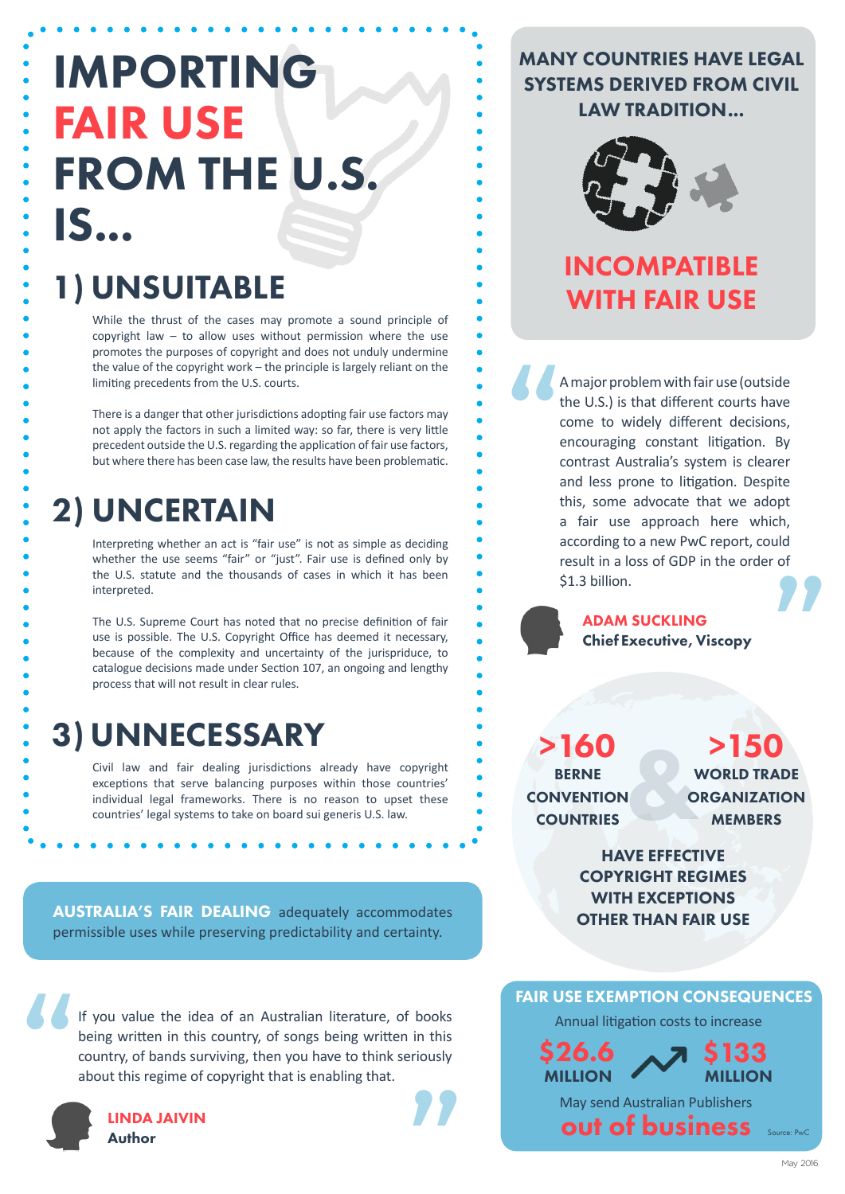# IMPORTING FAIR USE FROM THE U.S. IS...

## 1) UNSUITABLE

While the thrust of the cases may promote a sound principle of copyright law – to allow uses without permission where the use promotes the purposes of copyright and does not unduly undermine the value of the copyright work – the principle is largely reliant on the limiting precedents from the U.S. courts.

There is a danger that other jurisdictions adopting fair use factors may not apply the factors in such a limited way: so far, there is very little precedent outside the U.S. regarding the application of fair use factors, but where there has been case law, the results have been problematic.

## 2) UNCERTAIN

Interpreting whether an act is "fair use" is not as simple as deciding whether the use seems "fair" or "just". Fair use is defined only by the U.S. statute and the thousands of cases in which it has been interpreted.

The U.S. Supreme Court has noted that no precise definition of fair use is possible. The U.S. Copyright Office has deemed it necessary, because of the complexity and uncertainty of the jurisprudice, to catalogue decisions made under Section 107, an ongoing and lengthy process that will not result in clear rules.

## 3) UNNECESSARY

Civil law and fair dealing jurisdictions already have copyright exceptions that serve balancing purposes within those countries' individual legal frameworks. There is no reason to upset these countries' legal systems to take on board sui generis U.S. law.

**AUSTRALIA'S FAIR DEALING** adequately accommodates permissible uses while preserving predictability and certainty.

> "If you value the idea of an Australian literature, of books being written in this country, of songs being written in this country, of bands surviving, then you have to think seriously about this regime of copyright that is enabling that."

**LINDA JAIVIN**
**Author**

## MANY COUNTRIES HAVE LEGAL SYSTEMS DERIVED FROM CIVIL LAW TRADITION...

## INCOMPATIBLE WITH FAIR USE

> "A major problem with fair use (outside the U.S.) is that different courts have come to widely different decisions, encouraging constant litigation. By contrast Australia's system is clearer and less prone to litigation. Despite this, some advocate that we adopt a fair use approach here which, according to a new PwC report, could result in a loss of GDP in the order of $1.3 billion."

**ADAM SUCKLING**
**Chief Executive, Viscopy**

**>160** BERNE CONVENTION COUNTRIES & **>150** WORLD TRADE ORGANIZATION MEMBERS

HAVE EFFECTIVE COPYRIGHT REGIMES WITH EXCEPTIONS OTHER THAN FAIR USE

## FAIR USE EXEMPTION CONSEQUENCES

Annual litigation costs to increase

**$26.6 MILLION** → **$133 MILLION**

May send Australian Publishers **out of business**

Source: PwC

May 2016